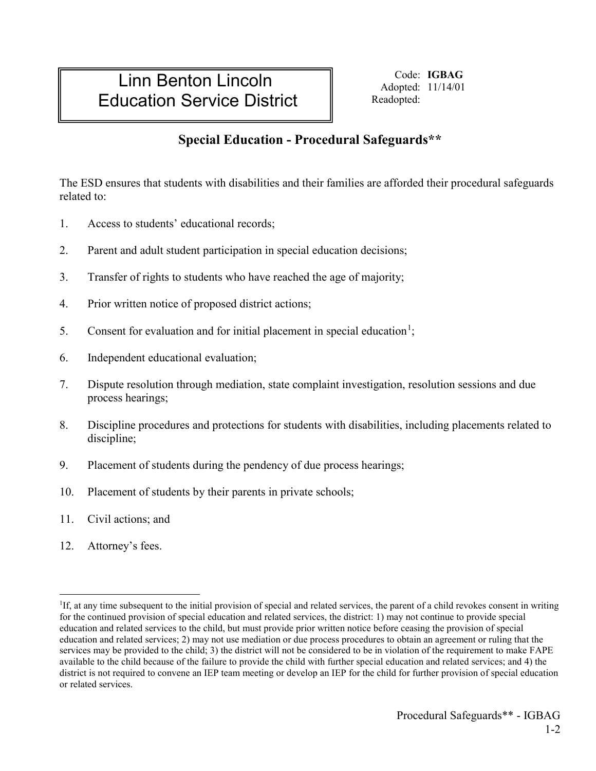# Linn Benton Lincoln Education Service District

Code: **IGBAG**
Adopted: 11/14/01
Readopted:

## Special Education - Procedural Safeguards**

The ESD ensures that students with disabilities and their families are afforded their procedural safeguards related to:

1. Access to students' educational records;
2. Parent and adult student participation in special education decisions;
3. Transfer of rights to students who have reached the age of majority;
4. Prior written notice of proposed district actions;
5. Consent for evaluation and for initial placement in special education[1];
6. Independent educational evaluation;
7. Dispute resolution through mediation, state complaint investigation, resolution sessions and due process hearings;
8. Discipline procedures and protections for students with disabilities, including placements related to discipline;
9. Placement of students during the pendency of due process hearings;
10. Placement of students by their parents in private schools;
11. Civil actions; and
12. Attorney's fees.

---

[1]If, at any time subsequent to the initial provision of special and related services, the parent of a child revokes consent in writing for the continued provision of special education and related services, the district: 1) may not continue to provide special education and related services to the child, but must provide prior written notice before ceasing the provision of special education and related services; 2) may not use mediation or due process procedures to obtain an agreement or ruling that the services may be provided to the child; 3) the district will not be considered to be in violation of the requirement to make FAPE available to the child because of the failure to provide the child with further special education and related services; and 4) the district is not required to convene an IEP team meeting or develop an IEP for the child for further provision of special education or related services.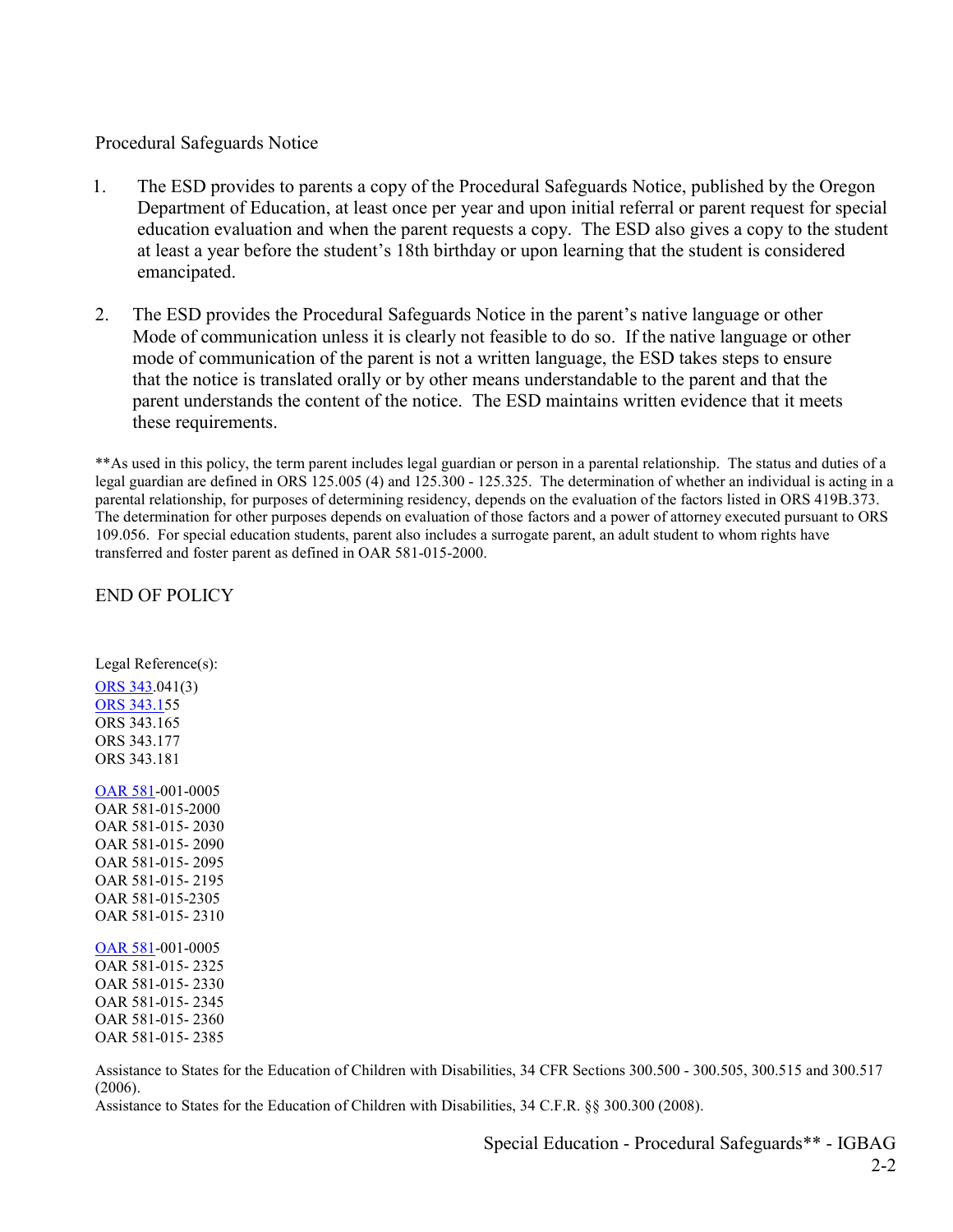Procedural Safeguards Notice

1. The ESD provides to parents a copy of the Procedural Safeguards Notice, published by the Oregon Department of Education, at least once per year and upon initial referral or parent request for special education evaluation and when the parent requests a copy. The ESD also gives a copy to the student at least a year before the student's 18th birthday or upon learning that the student is considered emancipated.

2. The ESD provides the Procedural Safeguards Notice in the parent's native language or other Mode of communication unless it is clearly not feasible to do so. If the native language or other mode of communication of the parent is not a written language, the ESD takes steps to ensure that the notice is translated orally or by other means understandable to the parent and that the parent understands the content of the notice. The ESD maintains written evidence that it meets these requirements.

**As used in this policy, the term parent includes legal guardian or person in a parental relationship. The status and duties of a legal guardian are defined in ORS 125.005 (4) and 125.300 - 125.325. The determination of whether an individual is acting in a parental relationship, for purposes of determining residency, depends on the evaluation of the factors listed in ORS 419B.373. The determination for other purposes depends on evaluation of those factors and a power of attorney executed pursuant to ORS 109.056. For special education students, parent also includes a surrogate parent, an adult student to whom rights have transferred and foster parent as defined in OAR 581-015-2000.

END OF POLICY

Legal Reference(s):

ORS 343.041(3)
ORS 343.155
ORS 343.165
ORS 343.177
ORS 343.181

OAR 581-001-0005
OAR 581-015-2000
OAR 581-015- 2030
OAR 581-015- 2090
OAR 581-015- 2095
OAR 581-015- 2195
OAR 581-015-2305
OAR 581-015- 2310

OAR 581-001-0005
OAR 581-015- 2325
OAR 581-015- 2330
OAR 581-015- 2345
OAR 581-015- 2360
OAR 581-015- 2385

Assistance to States for the Education of Children with Disabilities, 34 CFR Sections 300.500 - 300.505, 300.515 and 300.517 (2006).
Assistance to States for the Education of Children with Disabilities, 34 C.F.R. §§ 300.300 (2008).